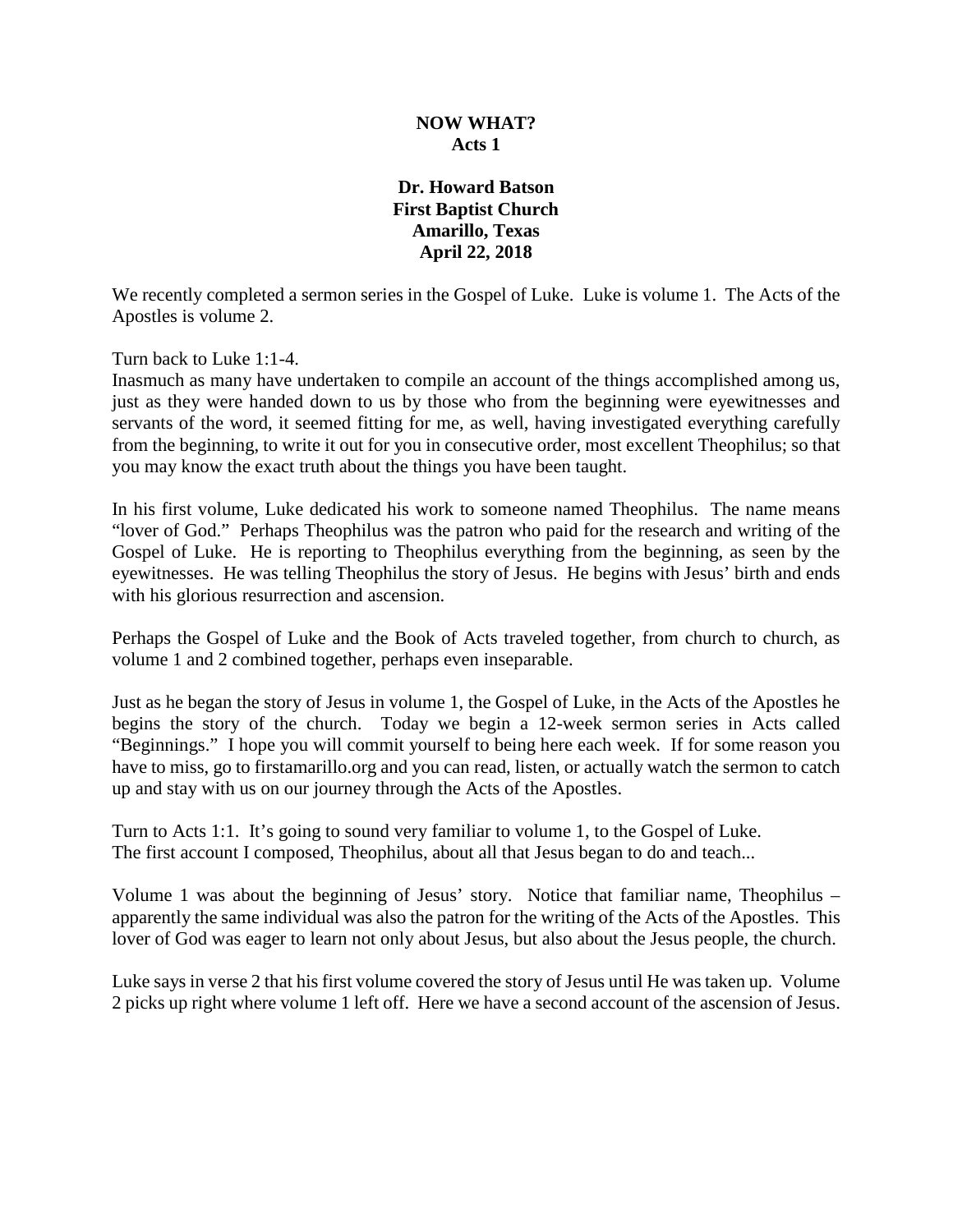**NOW WHAT?**
**Acts 1**

**Dr. Howard Batson**
**First Baptist Church**
**Amarillo, Texas**
**April 22, 2018**

We recently completed a sermon series in the Gospel of Luke. Luke is volume 1. The Acts of the Apostles is volume 2.

Turn back to Luke 1:1-4.
Inasmuch as many have undertaken to compile an account of the things accomplished among us, just as they were handed down to us by those who from the beginning were eyewitnesses and servants of the word, it seemed fitting for me, as well, having investigated everything carefully from the beginning, to write it out for you in consecutive order, most excellent Theophilus; so that you may know the exact truth about the things you have been taught.

In his first volume, Luke dedicated his work to someone named Theophilus. The name means "lover of God." Perhaps Theophilus was the patron who paid for the research and writing of the Gospel of Luke. He is reporting to Theophilus everything from the beginning, as seen by the eyewitnesses. He was telling Theophilus the story of Jesus. He begins with Jesus' birth and ends with his glorious resurrection and ascension.

Perhaps the Gospel of Luke and the Book of Acts traveled together, from church to church, as volume 1 and 2 combined together, perhaps even inseparable.

Just as he began the story of Jesus in volume 1, the Gospel of Luke, in the Acts of the Apostles he begins the story of the church. Today we begin a 12-week sermon series in Acts called "Beginnings." I hope you will commit yourself to being here each week. If for some reason you have to miss, go to firstamarillo.org and you can read, listen, or actually watch the sermon to catch up and stay with us on our journey through the Acts of the Apostles.

Turn to Acts 1:1. It's going to sound very familiar to volume 1, to the Gospel of Luke.
The first account I composed, Theophilus, about all that Jesus began to do and teach...

Volume 1 was about the beginning of Jesus' story. Notice that familiar name, Theophilus – apparently the same individual was also the patron for the writing of the Acts of the Apostles. This lover of God was eager to learn not only about Jesus, but also about the Jesus people, the church.

Luke says in verse 2 that his first volume covered the story of Jesus until He was taken up. Volume 2 picks up right where volume 1 left off. Here we have a second account of the ascension of Jesus.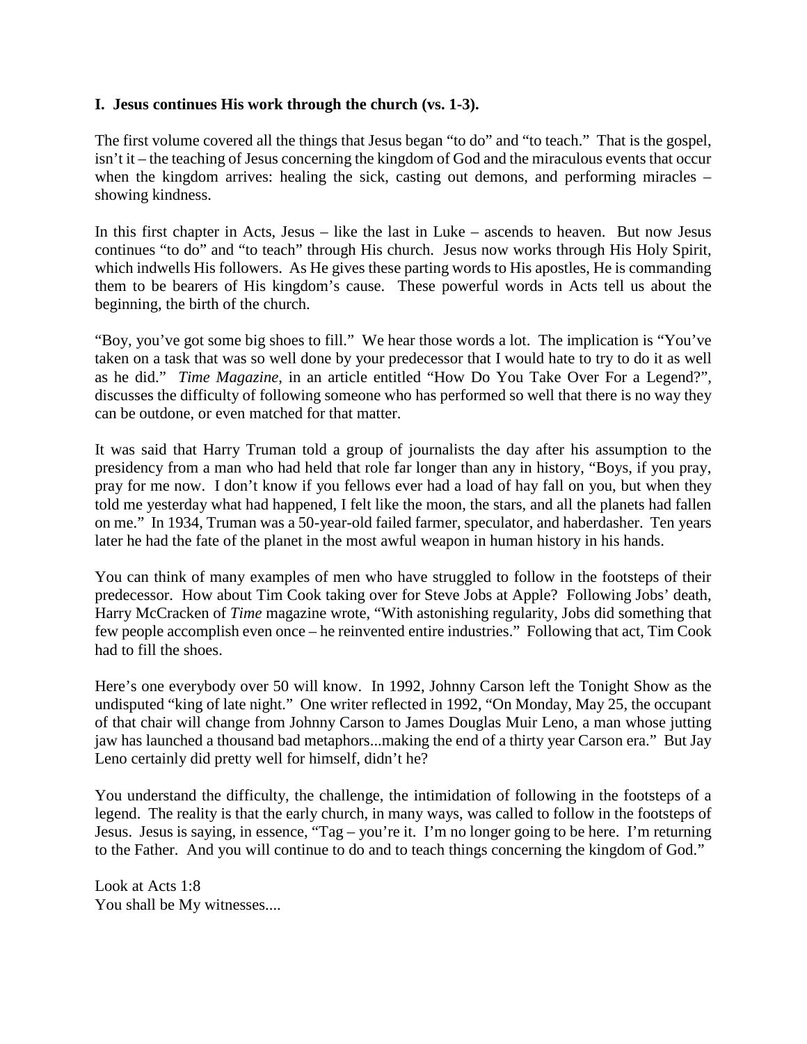**I. Jesus continues His work through the church (vs. 1-3).**

The first volume covered all the things that Jesus began "to do" and "to teach." That is the gospel, isn't it – the teaching of Jesus concerning the kingdom of God and the miraculous events that occur when the kingdom arrives: healing the sick, casting out demons, and performing miracles – showing kindness.

In this first chapter in Acts, Jesus – like the last in Luke – ascends to heaven. But now Jesus continues "to do" and "to teach" through His church. Jesus now works through His Holy Spirit, which indwells His followers. As He gives these parting words to His apostles, He is commanding them to be bearers of His kingdom's cause. These powerful words in Acts tell us about the beginning, the birth of the church.

"Boy, you've got some big shoes to fill." We hear those words a lot. The implication is "You've taken on a task that was so well done by your predecessor that I would hate to try to do it as well as he did." *Time Magazine*, in an article entitled "How Do You Take Over For a Legend?", discusses the difficulty of following someone who has performed so well that there is no way they can be outdone, or even matched for that matter.

It was said that Harry Truman told a group of journalists the day after his assumption to the presidency from a man who had held that role far longer than any in history, "Boys, if you pray, pray for me now. I don't know if you fellows ever had a load of hay fall on you, but when they told me yesterday what had happened, I felt like the moon, the stars, and all the planets had fallen on me." In 1934, Truman was a 50-year-old failed farmer, speculator, and haberdasher. Ten years later he had the fate of the planet in the most awful weapon in human history in his hands.

You can think of many examples of men who have struggled to follow in the footsteps of their predecessor. How about Tim Cook taking over for Steve Jobs at Apple? Following Jobs' death, Harry McCracken of *Time* magazine wrote, "With astonishing regularity, Jobs did something that few people accomplish even once – he reinvented entire industries." Following that act, Tim Cook had to fill the shoes.

Here's one everybody over 50 will know. In 1992, Johnny Carson left the Tonight Show as the undisputed "king of late night." One writer reflected in 1992, "On Monday, May 25, the occupant of that chair will change from Johnny Carson to James Douglas Muir Leno, a man whose jutting jaw has launched a thousand bad metaphors...making the end of a thirty year Carson era." But Jay Leno certainly did pretty well for himself, didn't he?

You understand the difficulty, the challenge, the intimidation of following in the footsteps of a legend. The reality is that the early church, in many ways, was called to follow in the footsteps of Jesus. Jesus is saying, in essence, "Tag – you're it. I'm no longer going to be here. I'm returning to the Father. And you will continue to do and to teach things concerning the kingdom of God."

Look at Acts 1:8
You shall be My witnesses....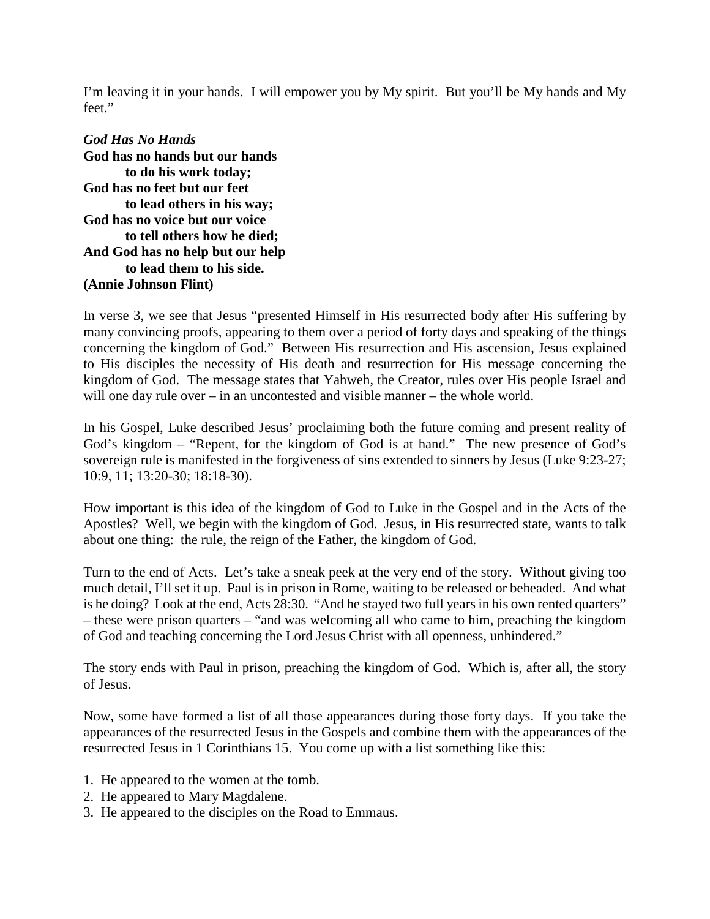I'm leaving it in your hands. I will empower you by My spirit. But you'll be My hands and My feet."

***God Has No Hands***
**God has no hands but our hands**
**to do his work today;**
**God has no feet but our feet**
**to lead others in his way;**
**God has no voice but our voice**
**to tell others how he died;**
**And God has no help but our help**
**to lead them to his side.**
**(Annie Johnson Flint)**

In verse 3, we see that Jesus "presented Himself in His resurrected body after His suffering by many convincing proofs, appearing to them over a period of forty days and speaking of the things concerning the kingdom of God." Between His resurrection and His ascension, Jesus explained to His disciples the necessity of His death and resurrection for His message concerning the kingdom of God. The message states that Yahweh, the Creator, rules over His people Israel and will one day rule over – in an uncontested and visible manner – the whole world.

In his Gospel, Luke described Jesus' proclaiming both the future coming and present reality of God's kingdom – "Repent, for the kingdom of God is at hand." The new presence of God's sovereign rule is manifested in the forgiveness of sins extended to sinners by Jesus (Luke 9:23-27; 10:9, 11; 13:20-30; 18:18-30).

How important is this idea of the kingdom of God to Luke in the Gospel and in the Acts of the Apostles? Well, we begin with the kingdom of God. Jesus, in His resurrected state, wants to talk about one thing: the rule, the reign of the Father, the kingdom of God.

Turn to the end of Acts. Let's take a sneak peek at the very end of the story. Without giving too much detail, I'll set it up. Paul is in prison in Rome, waiting to be released or beheaded. And what is he doing? Look at the end, Acts 28:30. "And he stayed two full years in his own rented quarters" – these were prison quarters – "and was welcoming all who came to him, preaching the kingdom of God and teaching concerning the Lord Jesus Christ with all openness, unhindered."

The story ends with Paul in prison, preaching the kingdom of God. Which is, after all, the story of Jesus.

Now, some have formed a list of all those appearances during those forty days. If you take the appearances of the resurrected Jesus in the Gospels and combine them with the appearances of the resurrected Jesus in 1 Corinthians 15. You come up with a list something like this:

1. He appeared to the women at the tomb.
2. He appeared to Mary Magdalene.
3. He appeared to the disciples on the Road to Emmaus.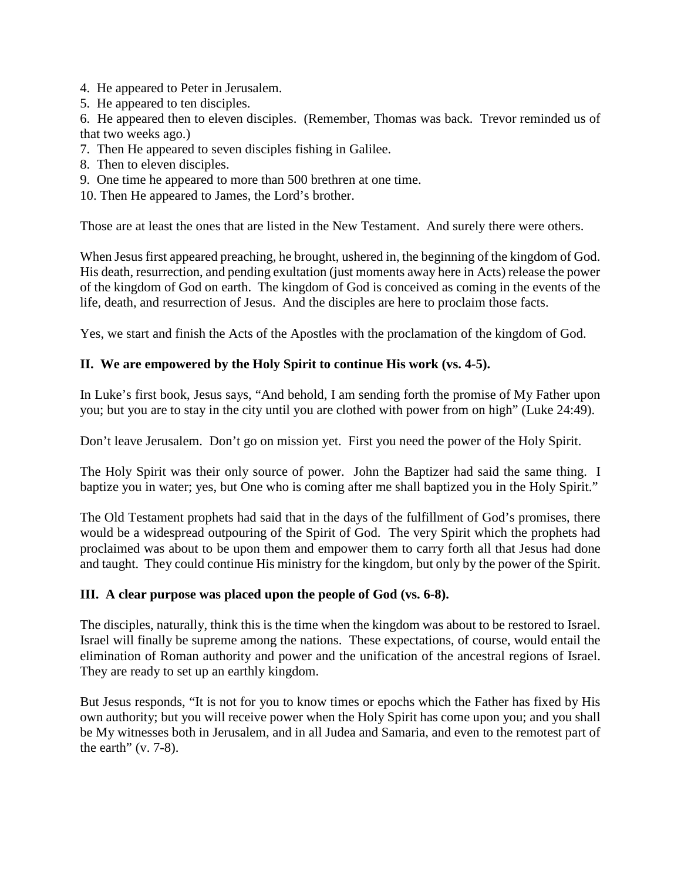4. He appeared to Peter in Jerusalem.
5. He appeared to ten disciples.
6. He appeared then to eleven disciples. (Remember, Thomas was back. Trevor reminded us of that two weeks ago.)
7. Then He appeared to seven disciples fishing in Galilee.
8. Then to eleven disciples.
9. One time he appeared to more than 500 brethren at one time.
10. Then He appeared to James, the Lord's brother.

Those are at least the ones that are listed in the New Testament. And surely there were others.

When Jesus first appeared preaching, he brought, ushered in, the beginning of the kingdom of God. His death, resurrection, and pending exultation (just moments away here in Acts) release the power of the kingdom of God on earth. The kingdom of God is conceived as coming in the events of the life, death, and resurrection of Jesus. And the disciples are here to proclaim those facts.

Yes, we start and finish the Acts of the Apostles with the proclamation of the kingdom of God.

**II. We are empowered by the Holy Spirit to continue His work (vs. 4-5).**

In Luke's first book, Jesus says, "And behold, I am sending forth the promise of My Father upon you; but you are to stay in the city until you are clothed with power from on high" (Luke 24:49).

Don't leave Jerusalem. Don't go on mission yet. First you need the power of the Holy Spirit.

The Holy Spirit was their only source of power. John the Baptizer had said the same thing. I baptize you in water; yes, but One who is coming after me shall baptized you in the Holy Spirit."

The Old Testament prophets had said that in the days of the fulfillment of God's promises, there would be a widespread outpouring of the Spirit of God. The very Spirit which the prophets had proclaimed was about to be upon them and empower them to carry forth all that Jesus had done and taught. They could continue His ministry for the kingdom, but only by the power of the Spirit.

**III. A clear purpose was placed upon the people of God (vs. 6-8).**

The disciples, naturally, think this is the time when the kingdom was about to be restored to Israel. Israel will finally be supreme among the nations. These expectations, of course, would entail the elimination of Roman authority and power and the unification of the ancestral regions of Israel. They are ready to set up an earthly kingdom.

But Jesus responds, "It is not for you to know times or epochs which the Father has fixed by His own authority; but you will receive power when the Holy Spirit has come upon you; and you shall be My witnesses both in Jerusalem, and in all Judea and Samaria, and even to the remotest part of the earth" (v. 7-8).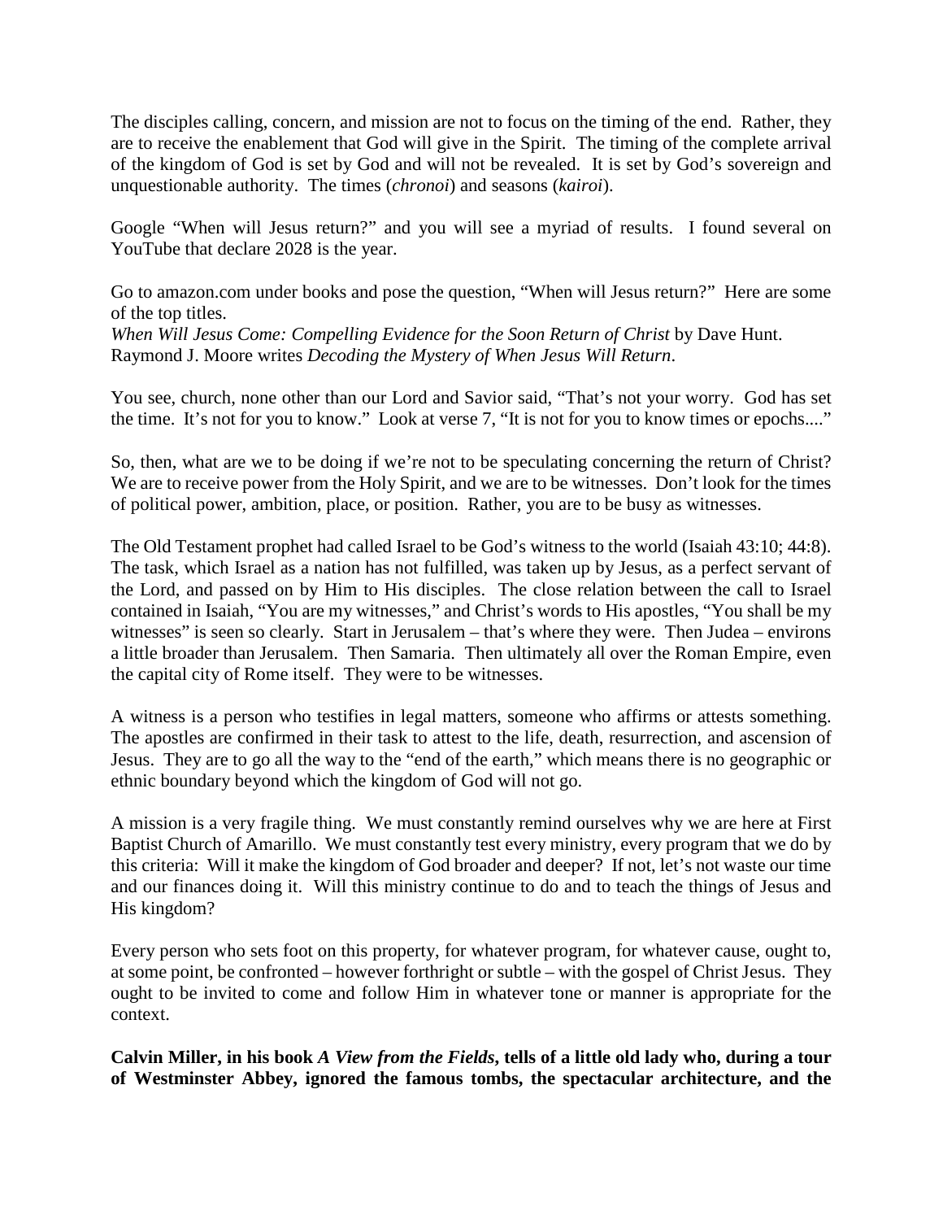The disciples calling, concern, and mission are not to focus on the timing of the end. Rather, they are to receive the enablement that God will give in the Spirit. The timing of the complete arrival of the kingdom of God is set by God and will not be revealed. It is set by God's sovereign and unquestionable authority. The times (*chronoi*) and seasons (*kairoi*).

Google "When will Jesus return?" and you will see a myriad of results. I found several on YouTube that declare 2028 is the year.

Go to amazon.com under books and pose the question, "When will Jesus return?" Here are some of the top titles.
*When Will Jesus Come: Compelling Evidence for the Soon Return of Christ* by Dave Hunt.
Raymond J. Moore writes *Decoding the Mystery of When Jesus Will Return*.

You see, church, none other than our Lord and Savior said, "That's not your worry. God has set the time. It's not for you to know." Look at verse 7, "It is not for you to know times or epochs...."

So, then, what are we to be doing if we're not to be speculating concerning the return of Christ? We are to receive power from the Holy Spirit, and we are to be witnesses. Don't look for the times of political power, ambition, place, or position. Rather, you are to be busy as witnesses.

The Old Testament prophet had called Israel to be God's witness to the world (Isaiah 43:10; 44:8). The task, which Israel as a nation has not fulfilled, was taken up by Jesus, as a perfect servant of the Lord, and passed on by Him to His disciples. The close relation between the call to Israel contained in Isaiah, "You are my witnesses," and Christ's words to His apostles, "You shall be my witnesses" is seen so clearly. Start in Jerusalem – that's where they were. Then Judea – environs a little broader than Jerusalem. Then Samaria. Then ultimately all over the Roman Empire, even the capital city of Rome itself. They were to be witnesses.

A witness is a person who testifies in legal matters, someone who affirms or attests something. The apostles are confirmed in their task to attest to the life, death, resurrection, and ascension of Jesus. They are to go all the way to the "end of the earth," which means there is no geographic or ethnic boundary beyond which the kingdom of God will not go.

A mission is a very fragile thing. We must constantly remind ourselves why we are here at First Baptist Church of Amarillo. We must constantly test every ministry, every program that we do by this criteria: Will it make the kingdom of God broader and deeper? If not, let's not waste our time and our finances doing it. Will this ministry continue to do and to teach the things of Jesus and His kingdom?

Every person who sets foot on this property, for whatever program, for whatever cause, ought to, at some point, be confronted – however forthright or subtle – with the gospel of Christ Jesus. They ought to be invited to come and follow Him in whatever tone or manner is appropriate for the context.

**Calvin Miller, in his book *A View from the Fields*, tells of a little old lady who, during a tour of Westminster Abbey, ignored the famous tombs, the spectacular architecture, and the**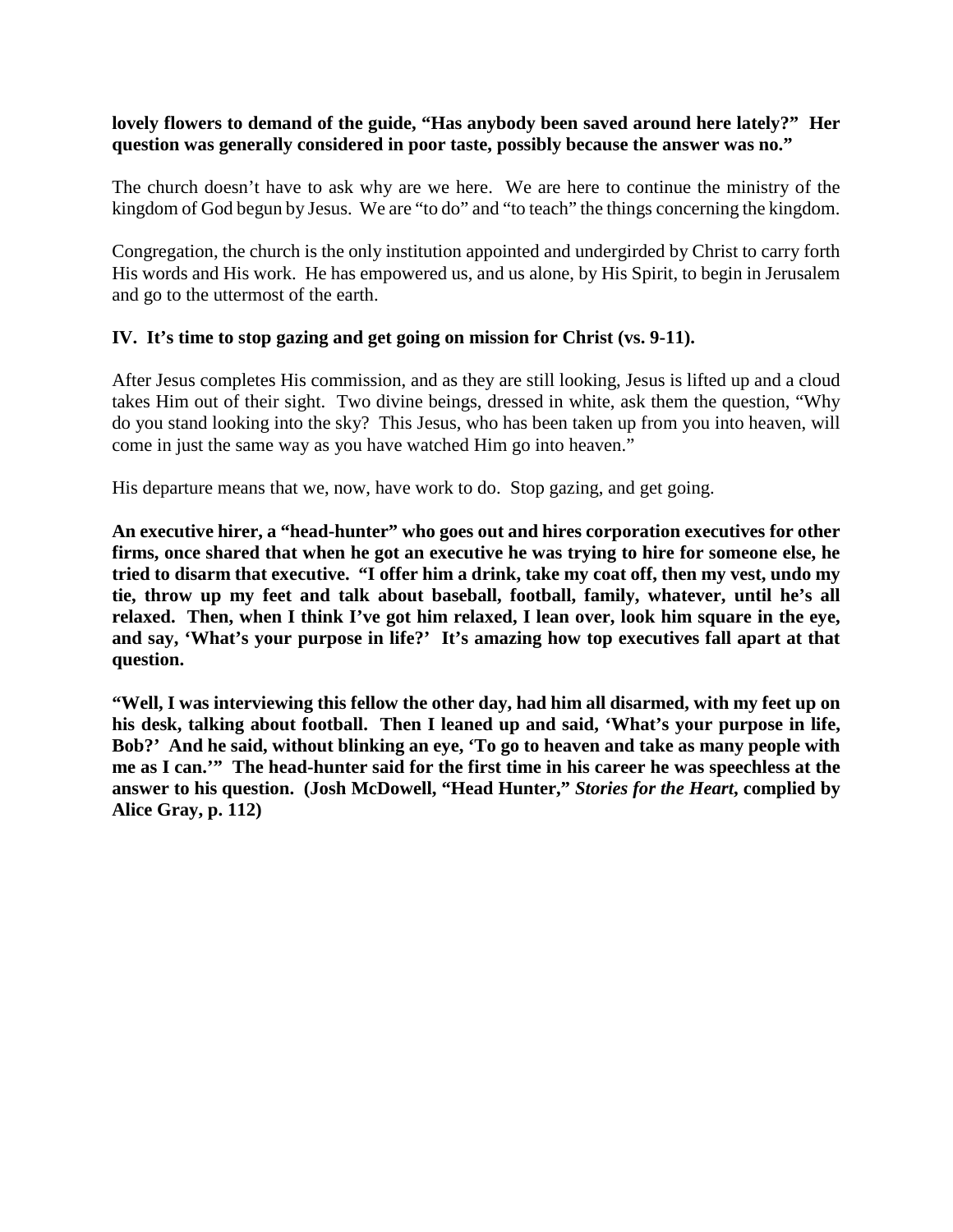**lovely flowers to demand of the guide, "Has anybody been saved around here lately?" Her question was generally considered in poor taste, possibly because the answer was no."**

The church doesn't have to ask why are we here. We are here to continue the ministry of the kingdom of God begun by Jesus. We are "to do" and "to teach" the things concerning the kingdom.

Congregation, the church is the only institution appointed and undergirded by Christ to carry forth His words and His work. He has empowered us, and us alone, by His Spirit, to begin in Jerusalem and go to the uttermost of the earth.

**IV. It's time to stop gazing and get going on mission for Christ (vs. 9-11).**

After Jesus completes His commission, and as they are still looking, Jesus is lifted up and a cloud takes Him out of their sight. Two divine beings, dressed in white, ask them the question, "Why do you stand looking into the sky? This Jesus, who has been taken up from you into heaven, will come in just the same way as you have watched Him go into heaven."

His departure means that we, now, have work to do. Stop gazing, and get going.

**An executive hirer, a "head-hunter" who goes out and hires corporation executives for other firms, once shared that when he got an executive he was trying to hire for someone else, he tried to disarm that executive. "I offer him a drink, take my coat off, then my vest, undo my tie, throw up my feet and talk about baseball, football, family, whatever, until he's all relaxed. Then, when I think I've got him relaxed, I lean over, look him square in the eye, and say, 'What's your purpose in life?' It's amazing how top executives fall apart at that question.**

**"Well, I was interviewing this fellow the other day, had him all disarmed, with my feet up on his desk, talking about football. Then I leaned up and said, 'What's your purpose in life, Bob?' And he said, without blinking an eye, 'To go to heaven and take as many people with me as I can.'" The head-hunter said for the first time in his career he was speechless at the answer to his question. (Josh McDowell, "Head Hunter," *Stories for the Heart*, complied by Alice Gray, p. 112)**